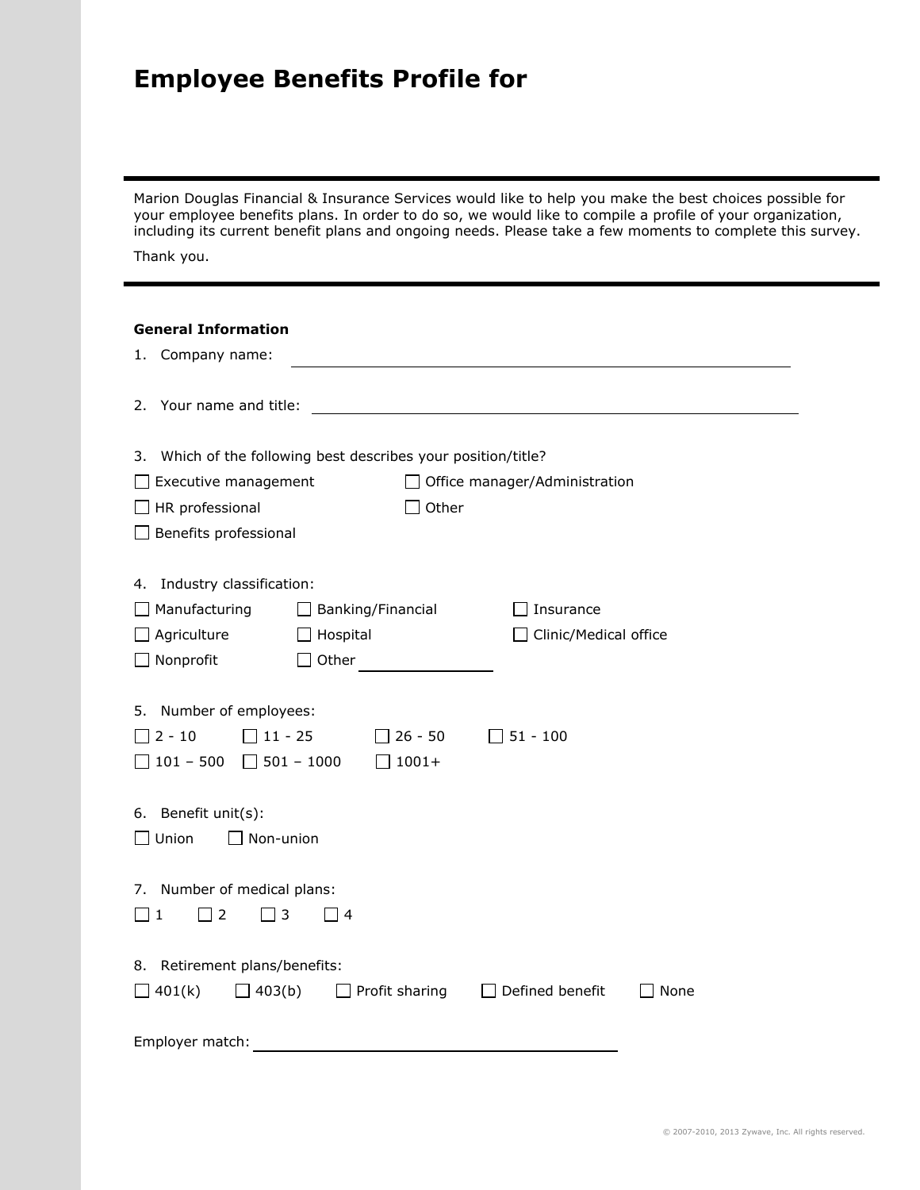# Employee Benefits Profile for

Marion Douglas Financial & Insurance Services would like to help you make the best choices possible for your employee benefits plans. In order to do so, we would like to compile a profile of your organization, including its current benefit plans and ongoing needs. Please take a few moments to complete this survey.

Thank you.

**General Information**

1. Company name: ____________________________________________

2. Your name and title: ____________________________________________

3. Which of the following best describes your position/title?

☐ Executive management ☐ Office manager/Administration
☐ HR professional ☐ Other
☐ Benefits professional

4. Industry classification:

☐ Manufacturing ☐ Banking/Financial ☐ Insurance
☐ Agriculture ☐ Hospital ☐ Clinic/Medical office
☐ Nonprofit ☐ Other ______________

5. Number of employees:

☐ 2 - 10 ☐ 11 - 25 ☐ 26 - 50 ☐ 51 - 100
☐ 101 – 500 ☐ 501 – 1000 ☐ 1001+

6. Benefit unit(s):

☐ Union ☐ Non-union

7. Number of medical plans:

☐ 1 ☐ 2 ☐ 3 ☐ 4

8. Retirement plans/benefits:

☐ 401(k) ☐ 403(b) ☐ Profit sharing ☐ Defined benefit ☐ None

Employer match: ________________________________

© 2007-2010, 2013 Zywave, Inc. All rights reserved.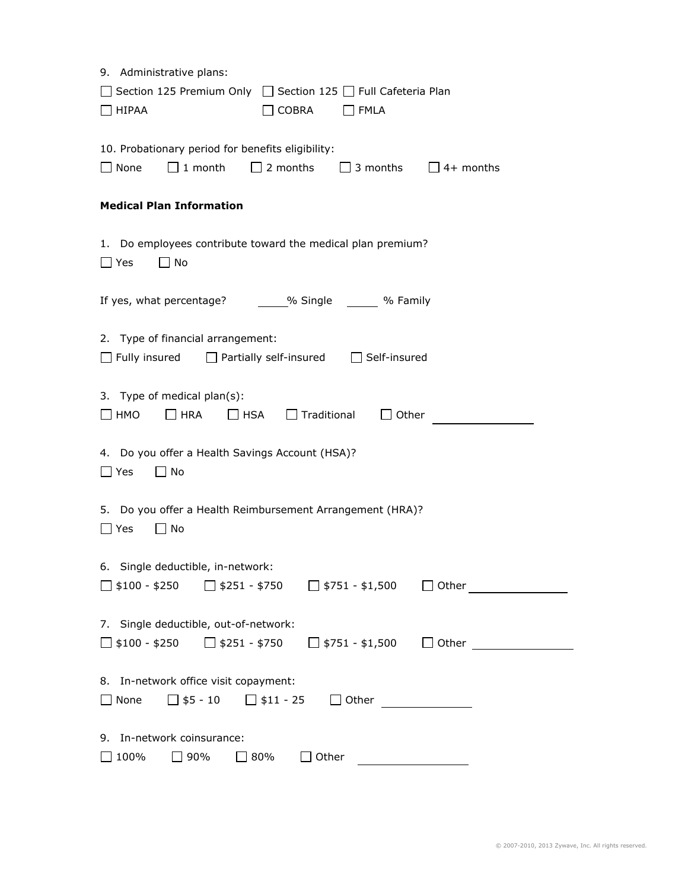9. Administrative plans:

☐ Section 125 Premium Only ☐ Section 125 ☐ Full Cafeteria Plan

☐ HIPAA ☐ COBRA ☐ FMLA

10. Probationary period for benefits eligibility:

☐ None ☐ 1 month ☐ 2 months ☐ 3 months ☐ 4+ months

**Medical Plan Information**

1. Do employees contribute toward the medical plan premium?

☐ Yes ☐ No

If yes, what percentage? _____% Single _____ % Family

2. Type of financial arrangement:

☐ Fully insured ☐ Partially self-insured ☐ Self-insured

3. Type of medical plan(s):

☐ HMO ☐ HRA ☐ HSA ☐ Traditional ☐ Other ____________

4. Do you offer a Health Savings Account (HSA)?

☐ Yes ☐ No

5. Do you offer a Health Reimbursement Arrangement (HRA)?

☐ Yes ☐ No

6. Single deductible, in-network:

☐ $100 - $250 ☐ $251 - $750 ☐ $751 - $1,500 ☐ Other ____________

7. Single deductible, out-of-network:

☐ $100 - $250 ☐ $251 - $750 ☐ $751 - $1,500 ☐ Other ____________

8. In-network office visit copayment:

☐ None ☐ $5 - 10 ☐ $11 - 25 ☐ Other ____________

9. In-network coinsurance:

☐ 100% ☐ 90% ☐ 80% ☐ Other ____________

© 2007-2010, 2013 Zywave, Inc. All rights reserved.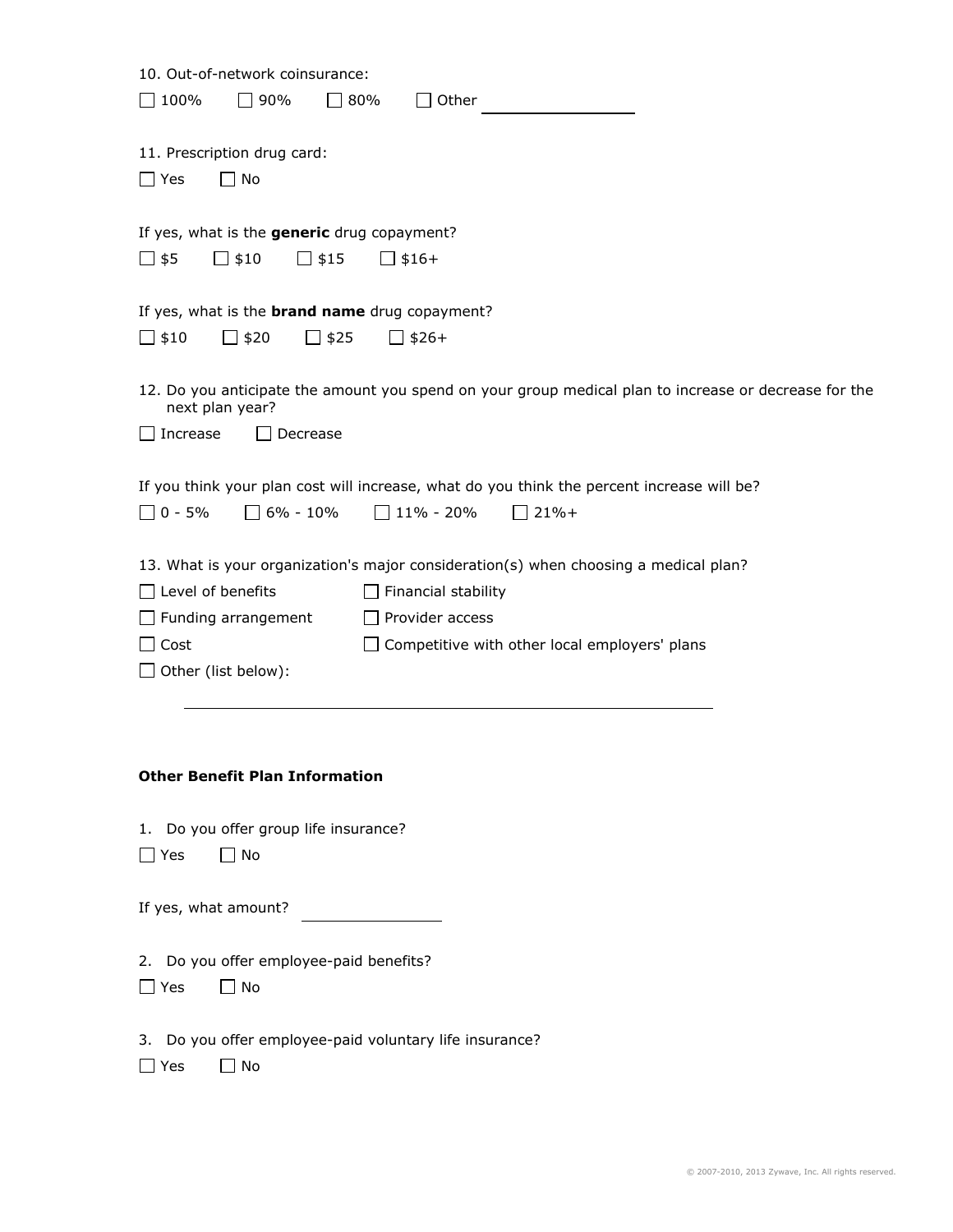10. Out-of-network coinsurance:

☐ 100% ☐ 90% ☐ 80% ☐ Other ________________

11. Prescription drug card:

☐ Yes ☐ No

If yes, what is the **generic** drug copayment?

☐ $5 ☐ $10 ☐ $15 ☐ $16+

If yes, what is the **brand name** drug copayment?

☐ $10 ☐ $20 ☐ $25 ☐ $26+

12. Do you anticipate the amount you spend on your group medical plan to increase or decrease for the next plan year?

☐ Increase ☐ Decrease

If you think your plan cost will increase, what do you think the percent increase will be?

☐ 0 - 5% ☐ 6% - 10% ☐ 11% - 20% ☐ 21%+

13. What is your organization's major consideration(s) when choosing a medical plan?

☐ Level of benefits
☐ Financial stability
☐ Funding arrangement
☐ Provider access
☐ Cost
☐ Competitive with other local employers' plans
☐ Other (list below):

________________________________________________

**Other Benefit Plan Information**

1. Do you offer group life insurance?

☐ Yes ☐ No

If yes, what amount? ________________

2. Do you offer employee-paid benefits?

☐ Yes ☐ No

3. Do you offer employee-paid voluntary life insurance?

☐ Yes ☐ No

© 2007-2010, 2013 Zywave, Inc. All rights reserved.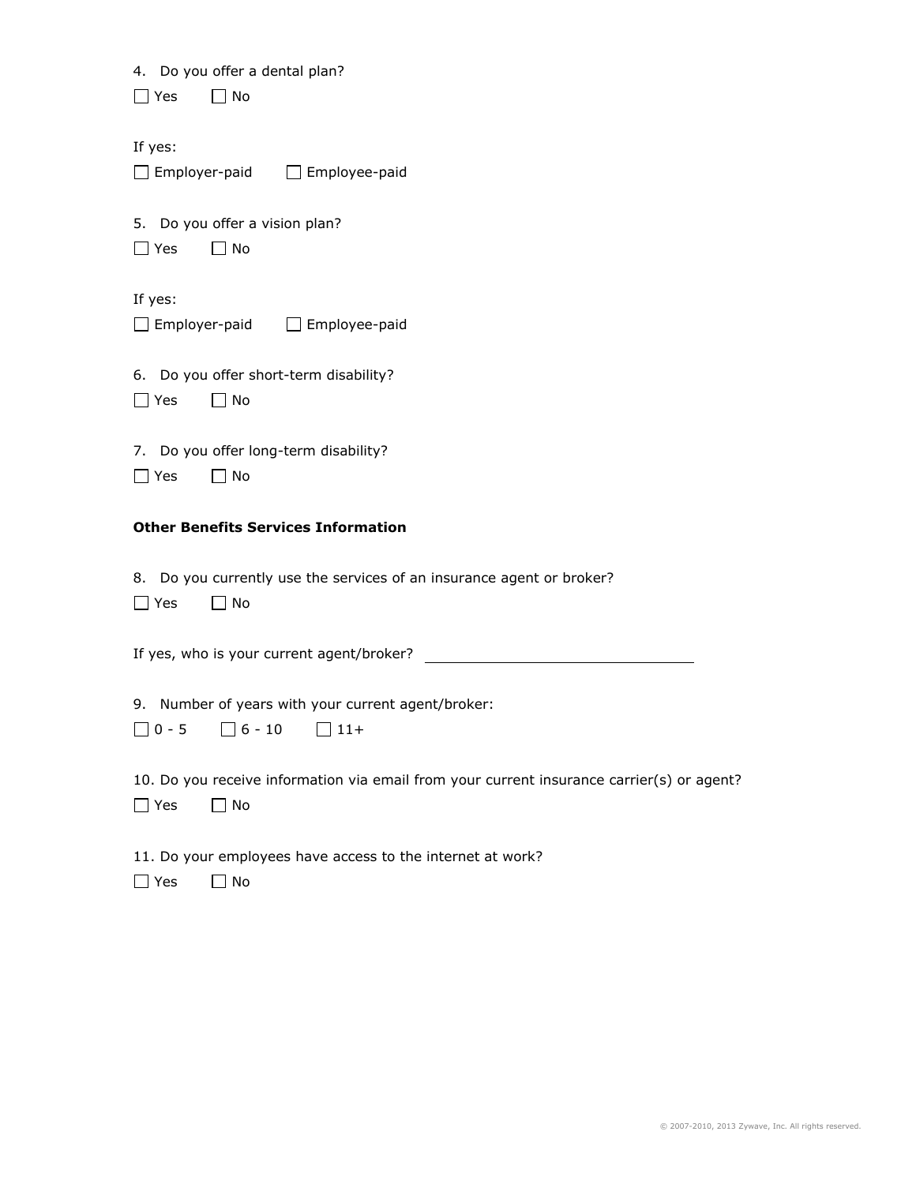4. Do you offer a dental plan?

☐ Yes ☐ No

If yes:

☐ Employer-paid ☐ Employee-paid

5. Do you offer a vision plan?

☐ Yes ☐ No

If yes:

☐ Employer-paid ☐ Employee-paid

6. Do you offer short-term disability?

☐ Yes ☐ No

7. Do you offer long-term disability?

☐ Yes ☐ No

**Other Benefits Services Information**

8. Do you currently use the services of an insurance agent or broker?

☐ Yes ☐ No

If yes, who is your current agent/broker? ______________________________

9. Number of years with your current agent/broker:

☐ 0 - 5 ☐ 6 - 10 ☐ 11+

10. Do you receive information via email from your current insurance carrier(s) or agent?

☐ Yes ☐ No

11. Do your employees have access to the internet at work?

☐ Yes ☐ No

© 2007-2010, 2013 Zywave, Inc. All rights reserved.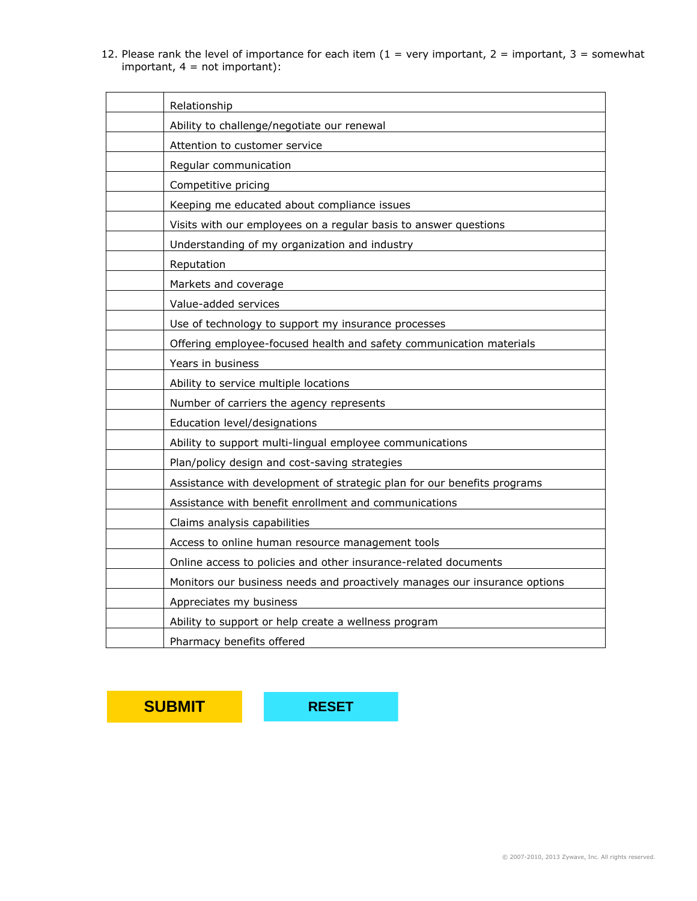12. Please rank the level of importance for each item (1 = very important, 2 = important, 3 = somewhat important, 4 = not important):

| | |
|---|---|
| | Relationship |
| | Ability to challenge/negotiate our renewal |
| | Attention to customer service |
| | Regular communication |
| | Competitive pricing |
| | Keeping me educated about compliance issues |
| | Visits with our employees on a regular basis to answer questions |
| | Understanding of my organization and industry |
| | Reputation |
| | Markets and coverage |
| | Value-added services |
| | Use of technology to support my insurance processes |
| | Offering employee-focused health and safety communication materials |
| | Years in business |
| | Ability to service multiple locations |
| | Number of carriers the agency represents |
| | Education level/designations |
| | Ability to support multi-lingual employee communications |
| | Plan/policy design and cost-saving strategies |
| | Assistance with development of strategic plan for our benefits programs |
| | Assistance with benefit enrollment and communications |
| | Claims analysis capabilities |
| | Access to online human resource management tools |
| | Online access to policies and other insurance-related documents |
| | Monitors our business needs and proactively manages our insurance options |
| | Appreciates my business |
| | Ability to support or help create a wellness program |
| | Pharmacy benefits offered |

**SUBMIT** **RESET**

© 2007-2010, 2013 Zywave, Inc. All rights reserved.